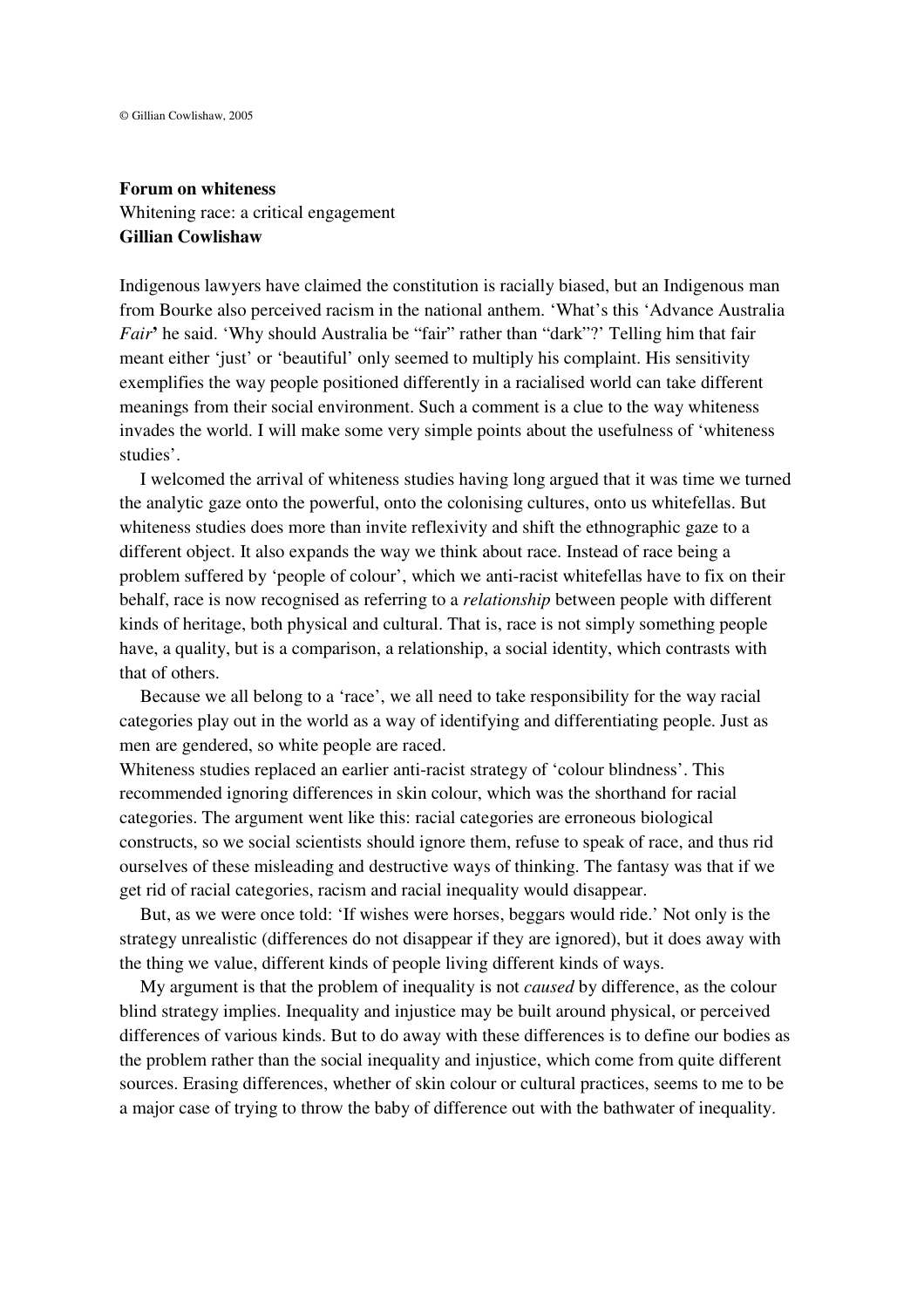© Gillian Cowlishaw, 2005

**Forum on whiteness**
Whitening race: a critical engagement
**Gillian Cowlishaw**

Indigenous lawyers have claimed the constitution is racially biased, but an Indigenous man from Bourke also perceived racism in the national anthem. 'What's this 'Advance Australia *Fair*' he said. 'Why should Australia be "fair" rather than "dark"?' Telling him that fair meant either 'just' or 'beautiful' only seemed to multiply his complaint. His sensitivity exemplifies the way people positioned differently in a racialised world can take different meanings from their social environment. Such a comment is a clue to the way whiteness invades the world. I will make some very simple points about the usefulness of 'whiteness studies'.

I welcomed the arrival of whiteness studies having long argued that it was time we turned the analytic gaze onto the powerful, onto the colonising cultures, onto us whitefellas. But whiteness studies does more than invite reflexivity and shift the ethnographic gaze to a different object. It also expands the way we think about race. Instead of race being a problem suffered by 'people of colour', which we anti-racist whitefellas have to fix on their behalf, race is now recognised as referring to a *relationship* between people with different kinds of heritage, both physical and cultural. That is, race is not simply something people have, a quality, but is a comparison, a relationship, a social identity, which contrasts with that of others.

Because we all belong to a 'race', we all need to take responsibility for the way racial categories play out in the world as a way of identifying and differentiating people. Just as men are gendered, so white people are raced.

Whiteness studies replaced an earlier anti-racist strategy of 'colour blindness'. This recommended ignoring differences in skin colour, which was the shorthand for racial categories. The argument went like this: racial categories are erroneous biological constructs, so we social scientists should ignore them, refuse to speak of race, and thus rid ourselves of these misleading and destructive ways of thinking. The fantasy was that if we get rid of racial categories, racism and racial inequality would disappear.

But, as we were once told: 'If wishes were horses, beggars would ride.' Not only is the strategy unrealistic (differences do not disappear if they are ignored), but it does away with the thing we value, different kinds of people living different kinds of ways.

My argument is that the problem of inequality is not *caused* by difference, as the colour blind strategy implies. Inequality and injustice may be built around physical, or perceived differences of various kinds. But to do away with these differences is to define our bodies as the problem rather than the social inequality and injustice, which come from quite different sources. Erasing differences, whether of skin colour or cultural practices, seems to me to be a major case of trying to throw the baby of difference out with the bathwater of inequality.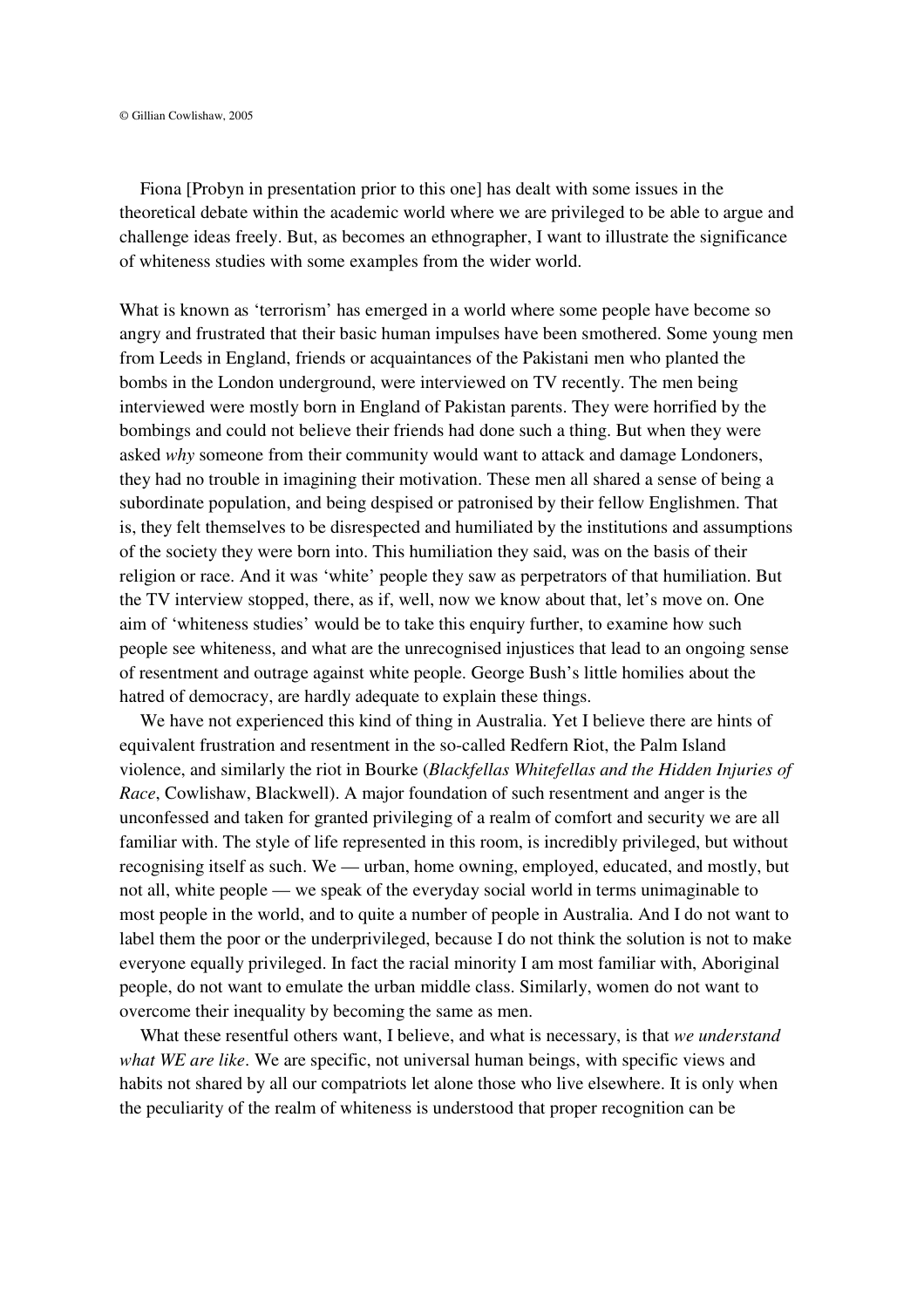© Gillian Cowlishaw, 2005

Fiona [Probyn in presentation prior to this one] has dealt with some issues in the theoretical debate within the academic world where we are privileged to be able to argue and challenge ideas freely. But, as becomes an ethnographer, I want to illustrate the significance of whiteness studies with some examples from the wider world.

What is known as 'terrorism' has emerged in a world where some people have become so angry and frustrated that their basic human impulses have been smothered. Some young men from Leeds in England, friends or acquaintances of the Pakistani men who planted the bombs in the London underground, were interviewed on TV recently. The men being interviewed were mostly born in England of Pakistan parents. They were horrified by the bombings and could not believe their friends had done such a thing. But when they were asked *why* someone from their community would want to attack and damage Londoners, they had no trouble in imagining their motivation. These men all shared a sense of being a subordinate population, and being despised or patronised by their fellow Englishmen. That is, they felt themselves to be disrespected and humiliated by the institutions and assumptions of the society they were born into. This humiliation they said, was on the basis of their religion or race. And it was 'white' people they saw as perpetrators of that humiliation. But the TV interview stopped, there, as if, well, now we know about that, let's move on. One aim of 'whiteness studies' would be to take this enquiry further, to examine how such people see whiteness, and what are the unrecognised injustices that lead to an ongoing sense of resentment and outrage against white people. George Bush's little homilies about the hatred of democracy, are hardly adequate to explain these things.

We have not experienced this kind of thing in Australia. Yet I believe there are hints of equivalent frustration and resentment in the so-called Redfern Riot, the Palm Island violence, and similarly the riot in Bourke (*Blackfellas Whitefellas and the Hidden Injuries of Race*, Cowlishaw, Blackwell). A major foundation of such resentment and anger is the unconfessed and taken for granted privileging of a realm of comfort and security we are all familiar with. The style of life represented in this room, is incredibly privileged, but without recognising itself as such. We — urban, home owning, employed, educated, and mostly, but not all, white people — we speak of the everyday social world in terms unimaginable to most people in the world, and to quite a number of people in Australia. And I do not want to label them the poor or the underprivileged, because I do not think the solution is not to make everyone equally privileged. In fact the racial minority I am most familiar with, Aboriginal people, do not want to emulate the urban middle class. Similarly, women do not want to overcome their inequality by becoming the same as men.

What these resentful others want, I believe, and what is necessary, is that *we understand what WE are like*. We are specific, not universal human beings, with specific views and habits not shared by all our compatriots let alone those who live elsewhere. It is only when the peculiarity of the realm of whiteness is understood that proper recognition can be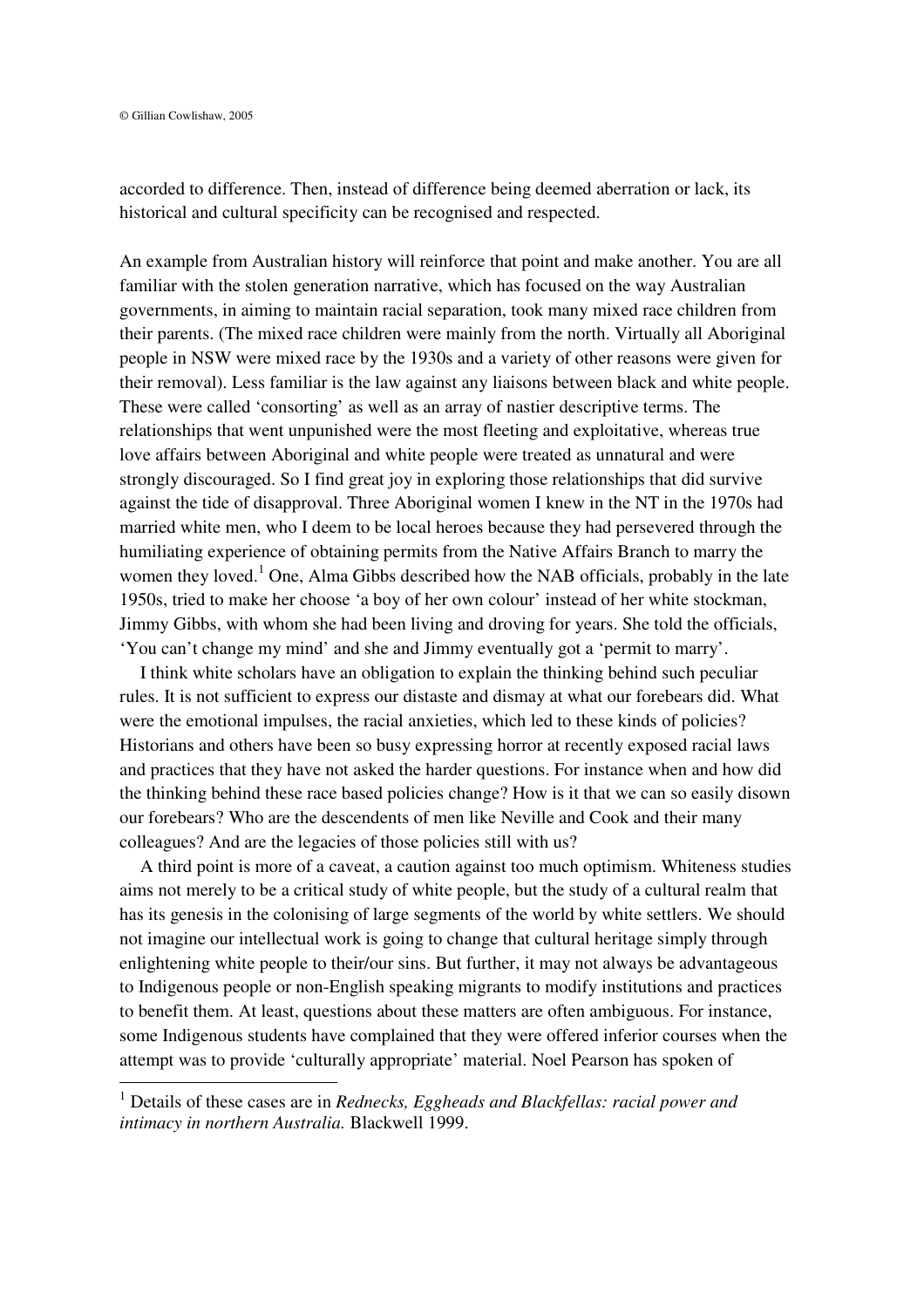accorded to difference. Then, instead of difference being deemed aberration or lack, its historical and cultural specificity can be recognised and respected.

An example from Australian history will reinforce that point and make another. You are all familiar with the stolen generation narrative, which has focused on the way Australian governments, in aiming to maintain racial separation, took many mixed race children from their parents. (The mixed race children were mainly from the north. Virtually all Aboriginal people in NSW were mixed race by the 1930s and a variety of other reasons were given for their removal). Less familiar is the law against any liaisons between black and white people. These were called 'consorting' as well as an array of nastier descriptive terms. The relationships that went unpunished were the most fleeting and exploitative, whereas true love affairs between Aboriginal and white people were treated as unnatural and were strongly discouraged. So I find great joy in exploring those relationships that did survive against the tide of disapproval. Three Aboriginal women I knew in the NT in the 1970s had married white men, who I deem to be local heroes because they had persevered through the humiliating experience of obtaining permits from the Native Affairs Branch to marry the women they loved.[1] One, Alma Gibbs described how the NAB officials, probably in the late 1950s, tried to make her choose 'a boy of her own colour' instead of her white stockman, Jimmy Gibbs, with whom she had been living and droving for years. She told the officials, 'You can't change my mind' and she and Jimmy eventually got a 'permit to marry'.

I think white scholars have an obligation to explain the thinking behind such peculiar rules. It is not sufficient to express our distaste and dismay at what our forebears did. What were the emotional impulses, the racial anxieties, which led to these kinds of policies? Historians and others have been so busy expressing horror at recently exposed racial laws and practices that they have not asked the harder questions. For instance when and how did the thinking behind these race based policies change? How is it that we can so easily disown our forebears? Who are the descendents of men like Neville and Cook and their many colleagues? And are the legacies of those policies still with us?

A third point is more of a caveat, a caution against too much optimism. Whiteness studies aims not merely to be a critical study of white people, but the study of a cultural realm that has its genesis in the colonising of large segments of the world by white settlers. We should not imagine our intellectual work is going to change that cultural heritage simply through enlightening white people to their/our sins. But further, it may not always be advantageous to Indigenous people or non-English speaking migrants to modify institutions and practices to benefit them. At least, questions about these matters are often ambiguous. For instance, some Indigenous students have complained that they were offered inferior courses when the attempt was to provide 'culturally appropriate' material. Noel Pearson has spoken of

[1] Details of these cases are in *Rednecks, Eggheads and Blackfellas: racial power and intimacy in northern Australia.* Blackwell 1999.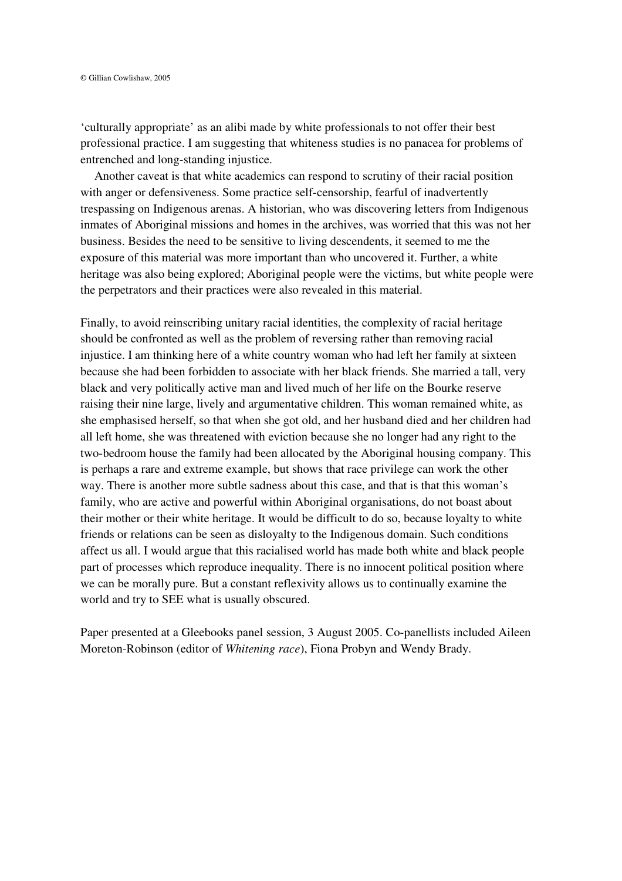'culturally appropriate' as an alibi made by white professionals to not offer their best professional practice. I am suggesting that whiteness studies is no panacea for problems of entrenched and long-standing injustice.

Another caveat is that white academics can respond to scrutiny of their racial position with anger or defensiveness. Some practice self-censorship, fearful of inadvertently trespassing on Indigenous arenas. A historian, who was discovering letters from Indigenous inmates of Aboriginal missions and homes in the archives, was worried that this was not her business. Besides the need to be sensitive to living descendents, it seemed to me the exposure of this material was more important than who uncovered it. Further, a white heritage was also being explored; Aboriginal people were the victims, but white people were the perpetrators and their practices were also revealed in this material.

Finally, to avoid reinscribing unitary racial identities, the complexity of racial heritage should be confronted as well as the problem of reversing rather than removing racial injustice. I am thinking here of a white country woman who had left her family at sixteen because she had been forbidden to associate with her black friends. She married a tall, very black and very politically active man and lived much of her life on the Bourke reserve raising their nine large, lively and argumentative children. This woman remained white, as she emphasised herself, so that when she got old, and her husband died and her children had all left home, she was threatened with eviction because she no longer had any right to the two-bedroom house the family had been allocated by the Aboriginal housing company. This is perhaps a rare and extreme example, but shows that race privilege can work the other way. There is another more subtle sadness about this case, and that is that this woman's family, who are active and powerful within Aboriginal organisations, do not boast about their mother or their white heritage. It would be difficult to do so, because loyalty to white friends or relations can be seen as disloyalty to the Indigenous domain. Such conditions affect us all. I would argue that this racialised world has made both white and black people part of processes which reproduce inequality. There is no innocent political position where we can be morally pure. But a constant reflexivity allows us to continually examine the world and try to SEE what is usually obscured.

Paper presented at a Gleebooks panel session, 3 August 2005. Co-panellists included Aileen Moreton-Robinson (editor of *Whitening race*), Fiona Probyn and Wendy Brady.